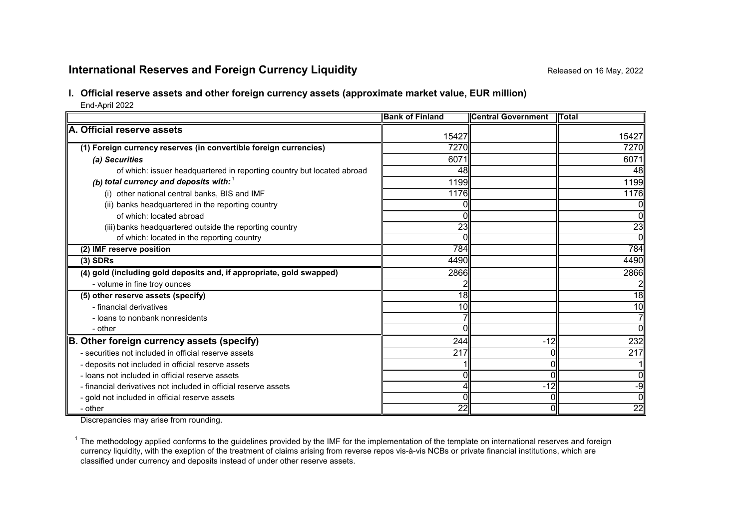## International Reserves and Foreign Currency Liquidity

Released on 16 May, 2022

### I. Official reserve assets and other foreign currency assets (approximate market value, EUR million)

End-April 2022

| | Bank of Finland | Central Government | Total |
|---|---|---|---|
| **A. Official reserve assets** | 15427 | | 15427 |
| **(1) Foreign currency reserves (in convertible foreign currencies)** | 7270 | | 7270 |
| ***(a) Securities*** | 6071 | | 6071 |
| of which: issuer headquartered in reporting country but located abroad | 48 | | 48 |
| ***(b) total currency and deposits with:*** [1] | 1199 | | 1199 |
| (i) other national central banks, BIS and IMF | 1176 | | 1176 |
| (ii) banks headquartered in the reporting country | 0 | | 0 |
| of which: located abroad | 0 | | 0 |
| (iii) banks headquartered outside the reporting country | 23 | | 23 |
| of which: located in the reporting country | 0 | | 0 |
| **(2) IMF reserve position** | 784 | | 784 |
| **(3) SDRs** | 4490 | | 4490 |
| **(4) gold (including gold deposits and, if appropriate, gold swapped)** | 2866 | | 2866 |
| - volume in fine troy ounces | 2 | | 2 |
| **(5) other reserve assets (specify)** | 18 | | 18 |
| - financial derivatives | 10 | | 10 |
| - loans to nonbank nonresidents | 7 | | 7 |
| - other | 0 | | 0 |
| **B. Other foreign currency assets (specify)** | 244 | -12 | 232 |
| - securities not included in official reserve assets | 217 | 0 | 217 |
| - deposits not included in official reserve assets | 1 | 0 | 1 |
| - loans not included in official reserve assets | 0 | 0 | 0 |
| - financial derivatives not included in official reserve assets | 4 | -12 | -9 |
| - gold not included in official reserve assets | 0 | 0 | 0 |
| - other | 22 | 0 | 22 |

Discrepancies may arise from rounding.

[1] The methodology applied conforms to the guidelines provided by the IMF for the implementation of the template on international reserves and foreign currency liquidity, with the exeption of the treatment of claims arising from reverse repos vis-à-vis NCBs or private financial institutions, which are classified under currency and deposits instead of under other reserve assets.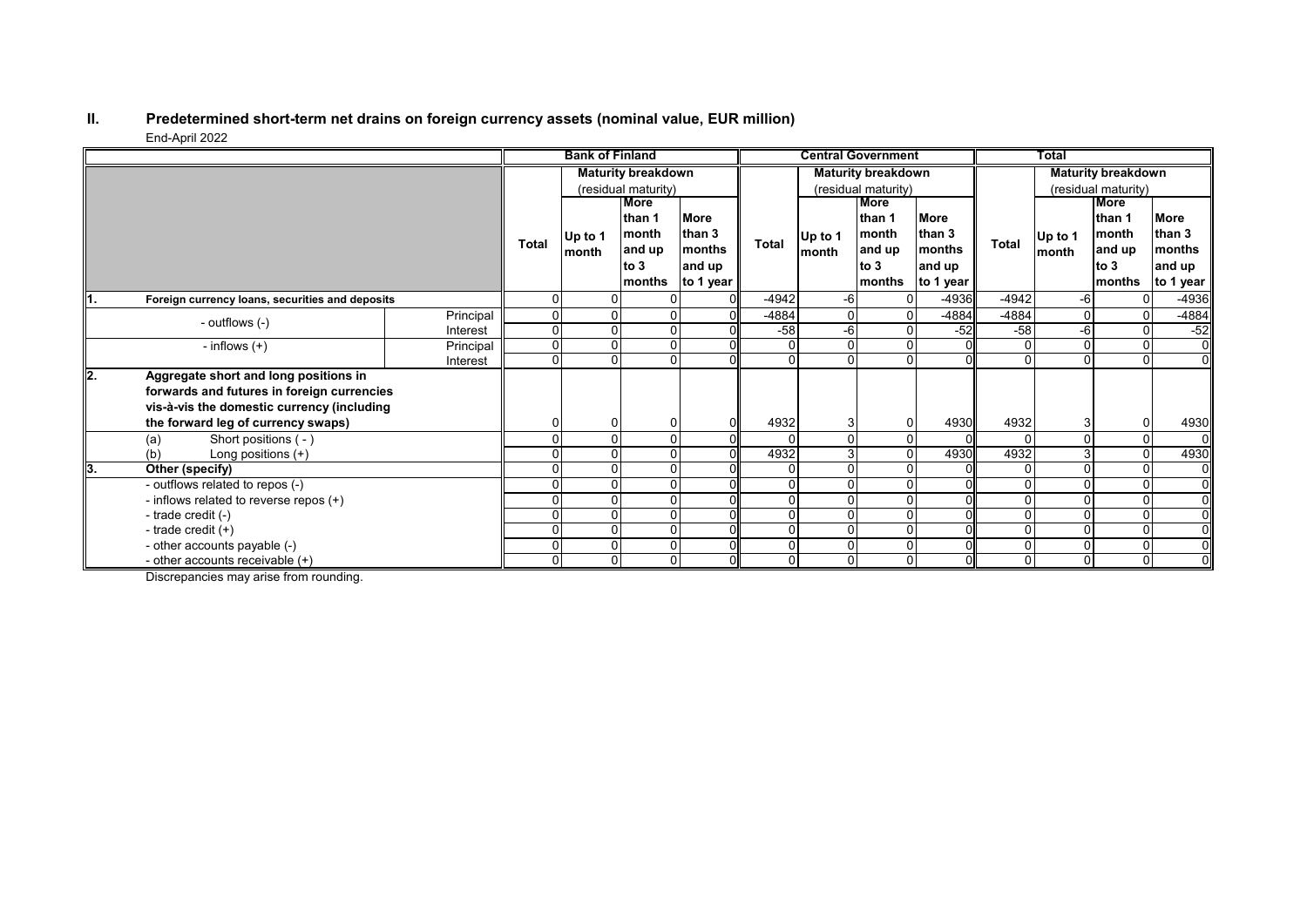## II. Predetermined short-term net drains on foreign currency assets (nominal value, EUR million)

End-April 2022

| | | Bank of Finland | | | | Central Government | | | | Total | | | |
|---|---|---|---|---|---|---|---|---|---|---|---|---|---|
| | | Total | Maturity breakdown (residual maturity) | | | Total | Maturity breakdown (residual maturity) | | | Total | Maturity breakdown (residual maturity) | | |
| | | | Up to 1 month | More than 1 month and up to 3 months | More than 3 months and up to 1 year | | Up to 1 month | More than 1 month and up to 3 months | More than 3 months and up to 1 year | | Up to 1 month | More than 1 month and up to 3 months | More than 3 months and up to 1 year |
| **1. Foreign currency loans, securities and deposits** | | 0 | 0 | 0 | 0 | -4942 | -6 | 0 | -4936 | -4942 | -6 | 0 | -4936 |
| - outflows (-) | Principal | 0 | 0 | 0 | 0 | -4884 | 0 | 0 | -4884 | -4884 | 0 | 0 | -4884 |
| | Interest | 0 | 0 | 0 | 0 | -58 | -6 | 0 | -52 | -58 | -6 | 0 | -52 |
| - inflows (+) | Principal | 0 | 0 | 0 | 0 | 0 | 0 | 0 | 0 | 0 | 0 | 0 | 0 |
| | Interest | 0 | 0 | 0 | 0 | 0 | 0 | 0 | 0 | 0 | 0 | 0 | 0 |
| **2. Aggregate short and long positions in forwards and futures in foreign currencies vis-à-vis the domestic currency (including the forward leg of currency swaps)** | | 0 | 0 | 0 | 0 | 4932 | 3 | 0 | 4930 | 4932 | 3 | 0 | 4930 |
| (a) Short positions ( - ) | | 0 | 0 | 0 | 0 | 0 | 0 | 0 | 0 | 0 | 0 | 0 | 0 |
| (b) Long positions (+) | | 0 | 0 | 0 | 0 | 4932 | 3 | 0 | 4930 | 4932 | 3 | 0 | 4930 |
| **3. Other (specify)** | | 0 | 0 | 0 | 0 | 0 | 0 | 0 | 0 | 0 | 0 | 0 | 0 |
| - outflows related to repos (-) | | 0 | 0 | 0 | 0 | 0 | 0 | 0 | 0 | 0 | 0 | 0 | 0 |
| - inflows related to reverse repos (+) | | 0 | 0 | 0 | 0 | 0 | 0 | 0 | 0 | 0 | 0 | 0 | 0 |
| - trade credit (-) | | 0 | 0 | 0 | 0 | 0 | 0 | 0 | 0 | 0 | 0 | 0 | 0 |
| - trade credit (+) | | 0 | 0 | 0 | 0 | 0 | 0 | 0 | 0 | 0 | 0 | 0 | 0 |
| - other accounts payable (-) | | 0 | 0 | 0 | 0 | 0 | 0 | 0 | 0 | 0 | 0 | 0 | 0 |
| - other accounts receivable (+) | | 0 | 0 | 0 | 0 | 0 | 0 | 0 | 0 | 0 | 0 | 0 | 0 |

Discrepancies may arise from rounding.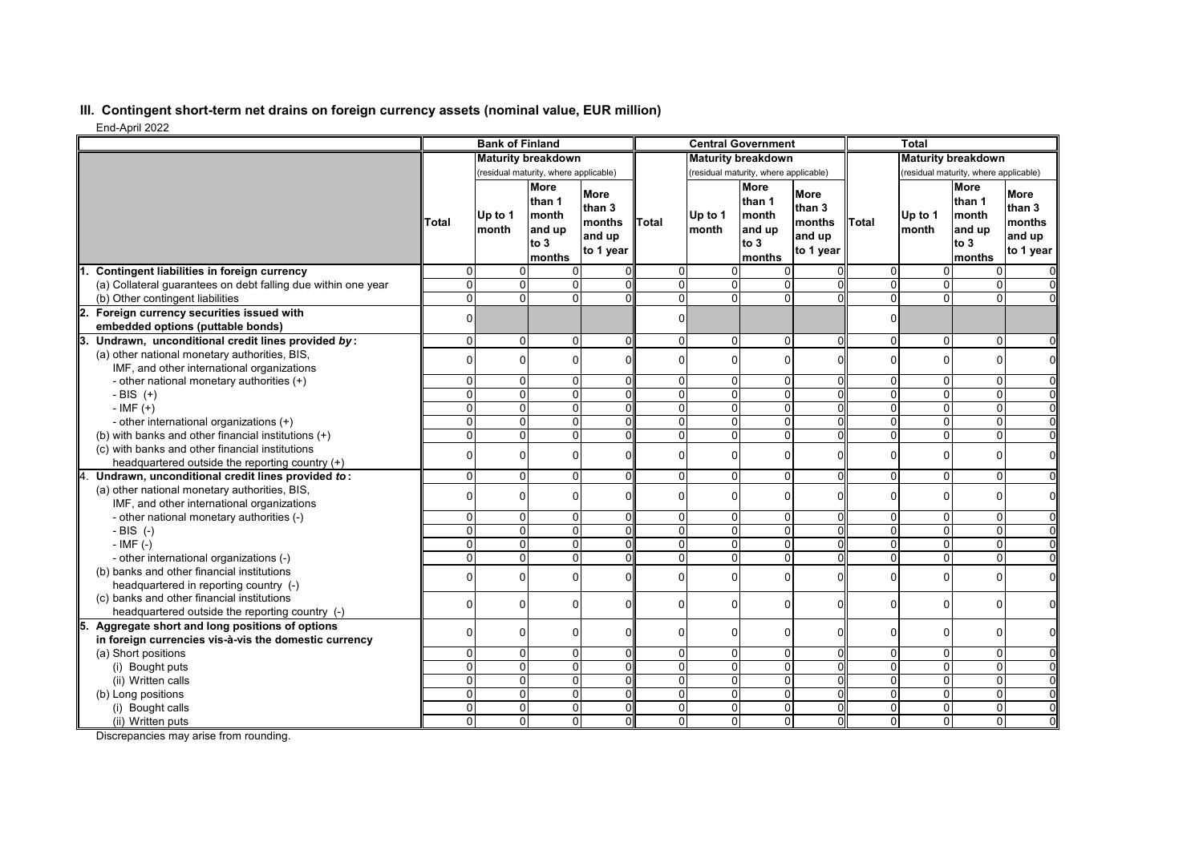## III. Contingent short-term net drains on foreign currency assets (nominal value, EUR million)

End-April 2022

| | Bank of Finland | | | | Central Government | | | | Total | | | |
|---|---|---|---|---|---|---|---|---|---|---|---|---|
| | | Maturity breakdown (residual maturity, where applicable) | | | | Maturity breakdown (residual maturity, where applicable) | | | | Maturity breakdown (residual maturity, where applicable) | | |
| | Total | Up to 1 month | More than 1 month and up to 3 months | More than 3 months and up to 1 year | Total | Up to 1 month | More than 1 month and up to 3 months | More than 3 months and up to 1 year | Total | Up to 1 month | More than 1 month and up to 3 months | More than 3 months and up to 1 year |
| **1. Contingent liabilities in foreign currency** | 0 | 0 | 0 | 0 | 0 | 0 | 0 | 0 | 0 | 0 | 0 | 0 |
| (a) Collateral guarantees on debt falling due within one year | 0 | 0 | 0 | 0 | 0 | 0 | 0 | 0 | 0 | 0 | 0 | 0 |
| (b) Other contingent liabilities | 0 | 0 | 0 | 0 | 0 | 0 | 0 | 0 | 0 | 0 | 0 | 0 |
| **2. Foreign currency securities issued with embedded options (puttable bonds)** | 0 | | | | 0 | | | | 0 | | | |
| **3. Undrawn, unconditional credit lines provided *by*:** | 0 | 0 | 0 | 0 | 0 | 0 | 0 | 0 | 0 | 0 | 0 | 0 |
| (a) other national monetary authorities, BIS, IMF, and other international organizations | 0 | 0 | 0 | 0 | 0 | 0 | 0 | 0 | 0 | 0 | 0 | 0 |
| - other national monetary authorities (+) | 0 | 0 | 0 | 0 | 0 | 0 | 0 | 0 | 0 | 0 | 0 | 0 |
| - BIS (+) | 0 | 0 | 0 | 0 | 0 | 0 | 0 | 0 | 0 | 0 | 0 | 0 |
| - IMF (+) | 0 | 0 | 0 | 0 | 0 | 0 | 0 | 0 | 0 | 0 | 0 | 0 |
| - other international organizations (+) | 0 | 0 | 0 | 0 | 0 | 0 | 0 | 0 | 0 | 0 | 0 | 0 |
| (b) with banks and other financial institutions (+) | 0 | 0 | 0 | 0 | 0 | 0 | 0 | 0 | 0 | 0 | 0 | 0 |
| (c) with banks and other financial institutions headquartered outside the reporting country (+) | 0 | 0 | 0 | 0 | 0 | 0 | 0 | 0 | 0 | 0 | 0 | 0 |
| **4. Undrawn, unconditional credit lines provided *to*:** | 0 | 0 | 0 | 0 | 0 | 0 | 0 | 0 | 0 | 0 | 0 | 0 |
| (a) other national monetary authorities, BIS, IMF, and other international organizations | 0 | 0 | 0 | 0 | 0 | 0 | 0 | 0 | 0 | 0 | 0 | 0 |
| - other national monetary authorities (-) | 0 | 0 | 0 | 0 | 0 | 0 | 0 | 0 | 0 | 0 | 0 | 0 |
| - BIS (-) | 0 | 0 | 0 | 0 | 0 | 0 | 0 | 0 | 0 | 0 | 0 | 0 |
| - IMF (-) | 0 | 0 | 0 | 0 | 0 | 0 | 0 | 0 | 0 | 0 | 0 | 0 |
| - other international organizations (-) | 0 | 0 | 0 | 0 | 0 | 0 | 0 | 0 | 0 | 0 | 0 | 0 |
| (b) banks and other financial institutions headquartered in reporting country (-) | 0 | 0 | 0 | 0 | 0 | 0 | 0 | 0 | 0 | 0 | 0 | 0 |
| (c) banks and other financial institutions headquartered outside the reporting country (-) | 0 | 0 | 0 | 0 | 0 | 0 | 0 | 0 | 0 | 0 | 0 | 0 |
| **5. Aggregate short and long positions of options in foreign currencies vis-à-vis the domestic currency** | 0 | 0 | 0 | 0 | 0 | 0 | 0 | 0 | 0 | 0 | 0 | 0 |
| (a) Short positions | 0 | 0 | 0 | 0 | 0 | 0 | 0 | 0 | 0 | 0 | 0 | 0 |
| (i) Bought puts | 0 | 0 | 0 | 0 | 0 | 0 | 0 | 0 | 0 | 0 | 0 | 0 |
| (ii) Written calls | 0 | 0 | 0 | 0 | 0 | 0 | 0 | 0 | 0 | 0 | 0 | 0 |
| (b) Long positions | 0 | 0 | 0 | 0 | 0 | 0 | 0 | 0 | 0 | 0 | 0 | 0 |
| (i) Bought calls | 0 | 0 | 0 | 0 | 0 | 0 | 0 | 0 | 0 | 0 | 0 | 0 |
| (ii) Written puts | 0 | 0 | 0 | 0 | 0 | 0 | 0 | 0 | 0 | 0 | 0 | 0 |

Discrepancies may arise from rounding.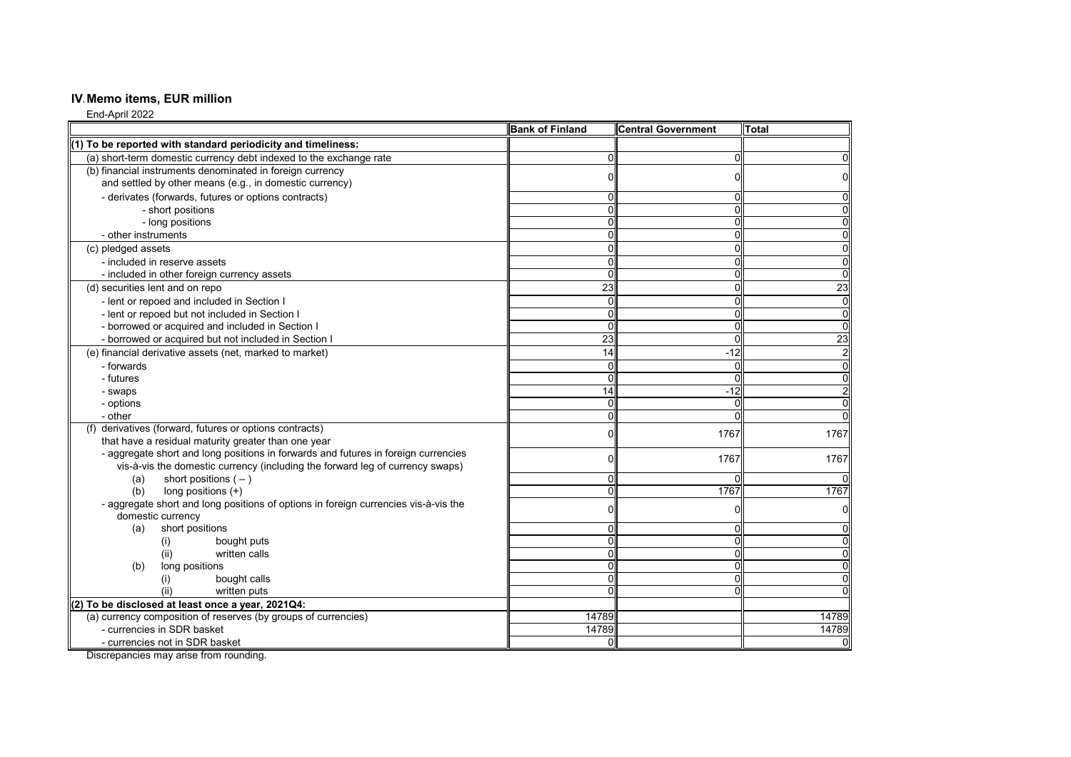## IV. Memo items, EUR million

End-April 2022

| | Bank of Finland | Central Government | Total |
|---|---|---|---|
| **(1) To be reported with standard periodicity and timeliness:** | | | |
| (a) short-term domestic currency debt indexed to the exchange rate | 0 | 0 | 0 |
| (b) financial instruments denominated in foreign currency and settled by other means (e.g., in domestic currency) | 0 | 0 | 0 |
| - derivates (forwards, futures or options contracts) | 0 | 0 | 0 |
| - short positions | 0 | 0 | 0 |
| - long positions | 0 | 0 | 0 |
| - other instruments | 0 | 0 | 0 |
| (c) pledged assets | 0 | 0 | 0 |
| - included in reserve assets | 0 | 0 | 0 |
| - included in other foreign currency assets | 0 | 0 | 0 |
| (d) securities lent and on repo | 23 | 0 | 23 |
| - lent or repoed and included in Section I | 0 | 0 | 0 |
| - lent or repoed but not included in Section I | 0 | 0 | 0 |
| - borrowed or acquired and included in Section I | 0 | 0 | 0 |
| - borrowed or acquired but not included in Section I | 23 | 0 | 23 |
| (e) financial derivative assets (net, marked to market) | 14 | -12 | 2 |
| - forwards | 0 | 0 | 0 |
| - futures | 0 | 0 | 0 |
| - swaps | 14 | -12 | 2 |
| - options | 0 | 0 | 0 |
| - other | 0 | 0 | 0 |
| (f) derivatives (forward, futures or options contracts) that have a residual maturity greater than one year | 0 | 1767 | 1767 |
| - aggregate short and long positions in forwards and futures in foreign currencies vis-à-vis the domestic currency (including the forward leg of currency swaps) | 0 | 1767 | 1767 |
| (a) short positions ( – ) | 0 | 0 | 0 |
| (b) long positions (+) | 0 | 1767 | 1767 |
| - aggregate short and long positions of options in foreign currencies vis-à-vis the domestic currency | 0 | 0 | 0 |
| (a) short positions | 0 | 0 | 0 |
| (i) bought puts | 0 | 0 | 0 |
| (ii) written calls | 0 | 0 | 0 |
| (b) long positions | 0 | 0 | 0 |
| (i) bought calls | 0 | 0 | 0 |
| (ii) written puts | 0 | 0 | 0 |
| **(2) To be disclosed at least once a year, 2021Q4:** | | | |
| (a) currency composition of reserves (by groups of currencies) | 14789 | | 14789 |
| - currencies in SDR basket | 14789 | | 14789 |
| - currencies not in SDR basket | 0 | | 0 |

Discrepancies may arise from rounding.